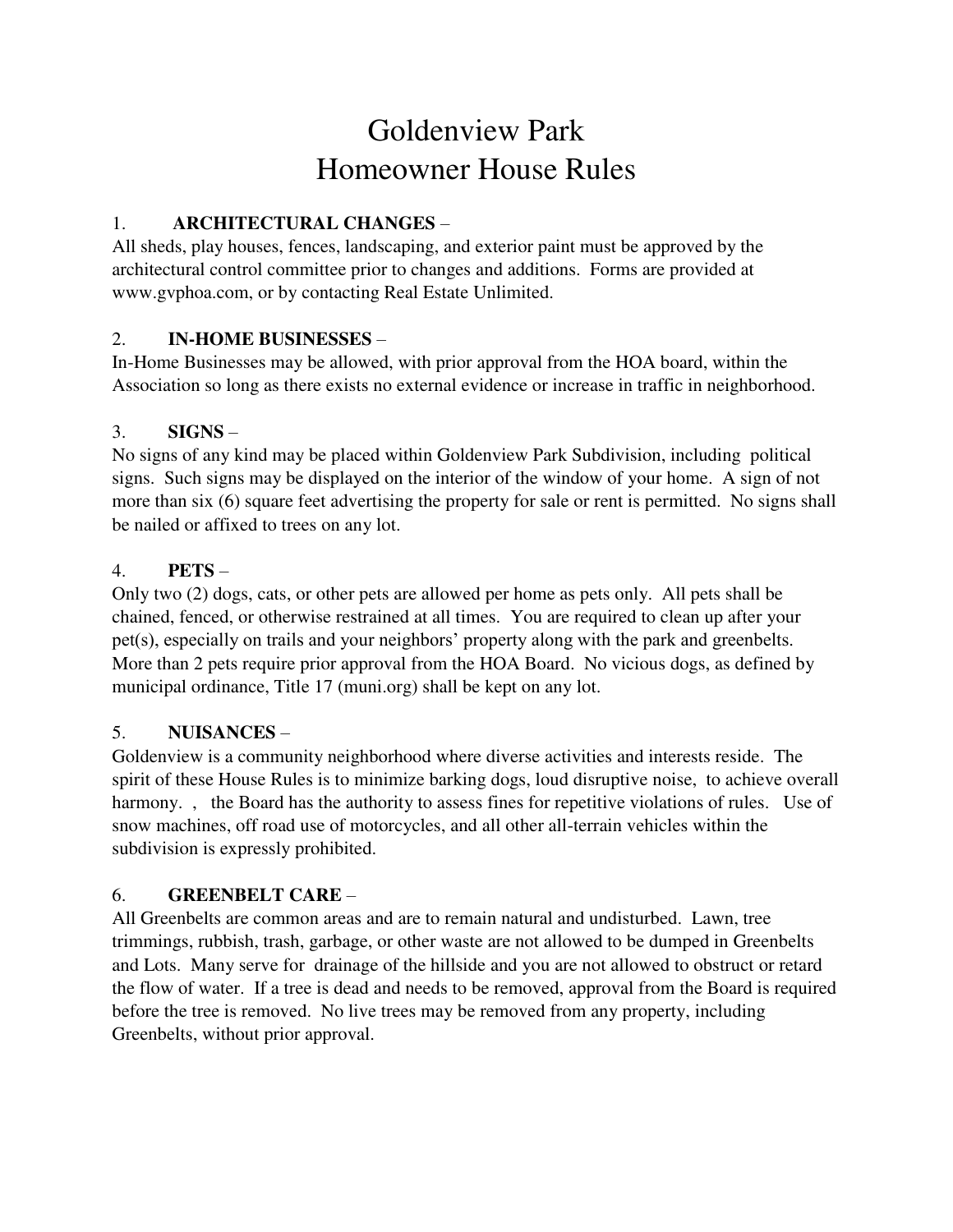# Goldenview Park
# Homeowner House Rules

1. **ARCHITECTURAL CHANGES** –
All sheds, play houses, fences, landscaping, and exterior paint must be approved by the architectural control committee prior to changes and additions. Forms are provided at www.gvphoa.com, or by contacting Real Estate Unlimited.

2. **IN-HOME BUSINESSES** –
In-Home Businesses may be allowed, with prior approval from the HOA board, within the Association so long as there exists no external evidence or increase in traffic in neighborhood.

3. **SIGNS** –
No signs of any kind may be placed within Goldenview Park Subdivision, including political signs. Such signs may be displayed on the interior of the window of your home. A sign of not more than six (6) square feet advertising the property for sale or rent is permitted. No signs shall be nailed or affixed to trees on any lot.

4. **PETS** –
Only two (2) dogs, cats, or other pets are allowed per home as pets only. All pets shall be chained, fenced, or otherwise restrained at all times. You are required to clean up after your pet(s), especially on trails and your neighbors' property along with the park and greenbelts. More than 2 pets require prior approval from the HOA Board. No vicious dogs, as defined by municipal ordinance, Title 17 (muni.org) shall be kept on any lot.

5. **NUISANCES** –
Goldenview is a community neighborhood where diverse activities and interests reside. The spirit of these House Rules is to minimize barking dogs, loud disruptive noise, to achieve overall harmony. , the Board has the authority to assess fines for repetitive violations of rules. Use of snow machines, off road use of motorcycles, and all other all-terrain vehicles within the subdivision is expressly prohibited.

6. **GREENBELT CARE** –
All Greenbelts are common areas and are to remain natural and undisturbed. Lawn, tree trimmings, rubbish, trash, garbage, or other waste are not allowed to be dumped in Greenbelts and Lots. Many serve for drainage of the hillside and you are not allowed to obstruct or retard the flow of water. If a tree is dead and needs to be removed, approval from the Board is required before the tree is removed. No live trees may be removed from any property, including Greenbelts, without prior approval.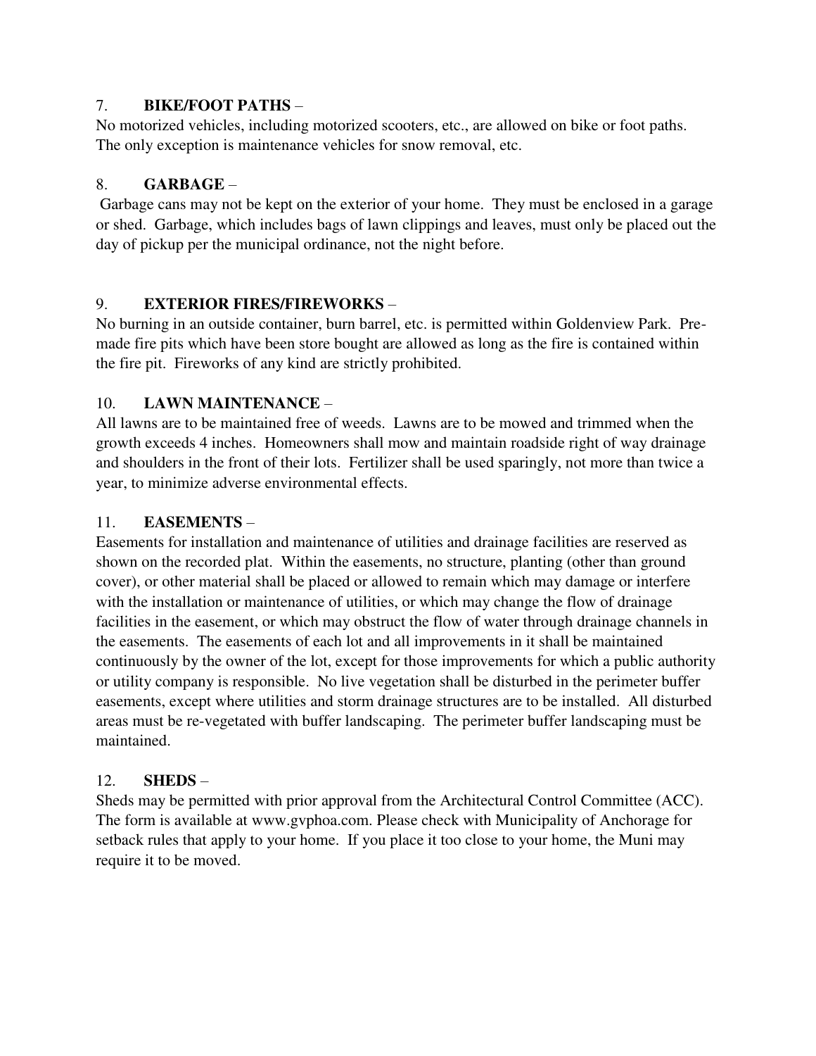7. **BIKE/FOOT PATHS** –
No motorized vehicles, including motorized scooters, etc., are allowed on bike or foot paths. The only exception is maintenance vehicles for snow removal, etc.

8. **GARBAGE** –
Garbage cans may not be kept on the exterior of your home. They must be enclosed in a garage or shed. Garbage, which includes bags of lawn clippings and leaves, must only be placed out the day of pickup per the municipal ordinance, not the night before.

9. **EXTERIOR FIRES/FIREWORKS** –
No burning in an outside container, burn barrel, etc. is permitted within Goldenview Park. Pre-made fire pits which have been store bought are allowed as long as the fire is contained within the fire pit. Fireworks of any kind are strictly prohibited.

10. **LAWN MAINTENANCE** –
All lawns are to be maintained free of weeds. Lawns are to be mowed and trimmed when the growth exceeds 4 inches. Homeowners shall mow and maintain roadside right of way drainage and shoulders in the front of their lots. Fertilizer shall be used sparingly, not more than twice a year, to minimize adverse environmental effects.

11. **EASEMENTS** –
Easements for installation and maintenance of utilities and drainage facilities are reserved as shown on the recorded plat. Within the easements, no structure, planting (other than ground cover), or other material shall be placed or allowed to remain which may damage or interfere with the installation or maintenance of utilities, or which may change the flow of drainage facilities in the easement, or which may obstruct the flow of water through drainage channels in the easements. The easements of each lot and all improvements in it shall be maintained continuously by the owner of the lot, except for those improvements for which a public authority or utility company is responsible. No live vegetation shall be disturbed in the perimeter buffer easements, except where utilities and storm drainage structures are to be installed. All disturbed areas must be re-vegetated with buffer landscaping. The perimeter buffer landscaping must be maintained.

12. **SHEDS** –
Sheds may be permitted with prior approval from the Architectural Control Committee (ACC). The form is available at www.gvphoa.com. Please check with Municipality of Anchorage for setback rules that apply to your home. If you place it too close to your home, the Muni may require it to be moved.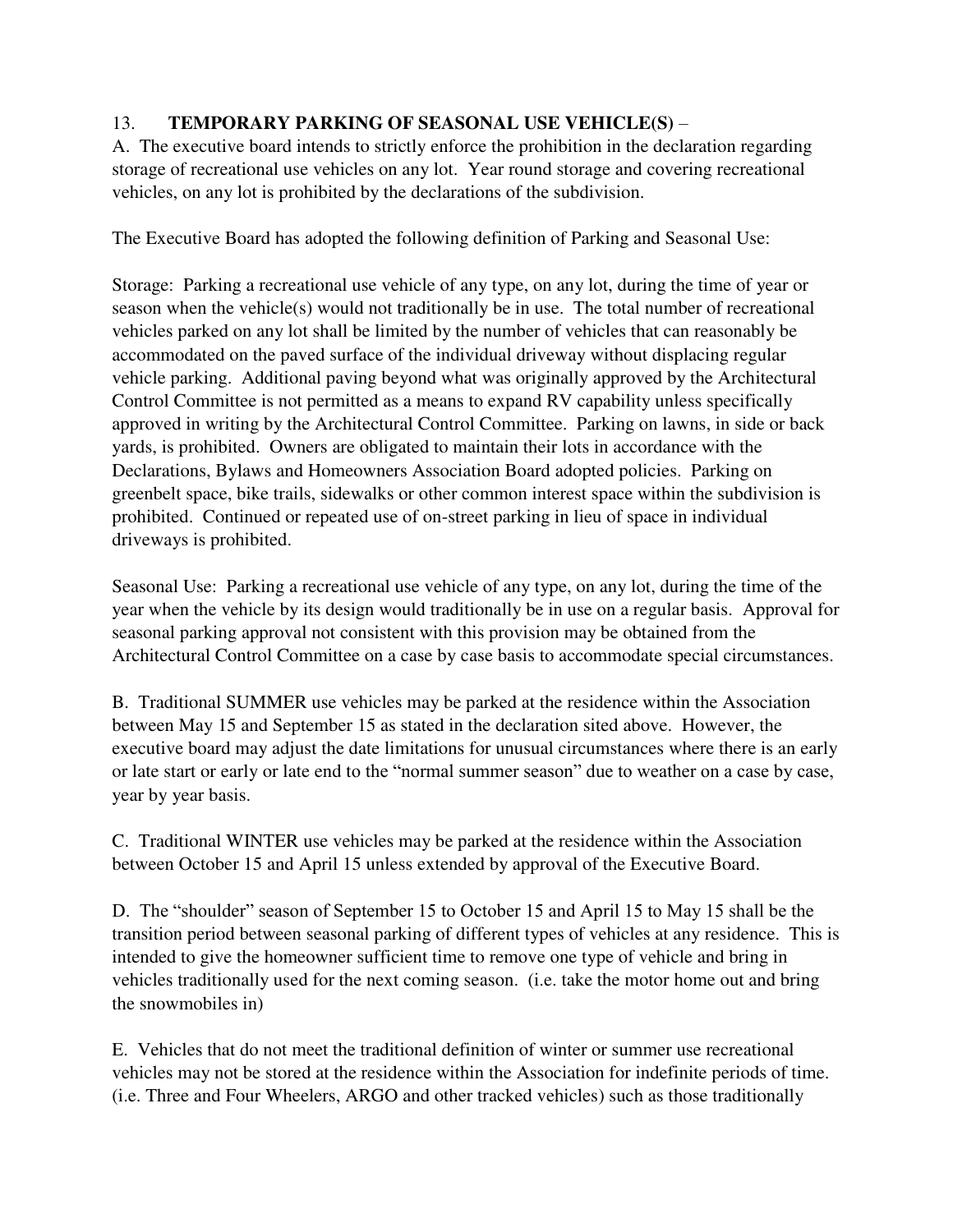13. **TEMPORARY PARKING OF SEASONAL USE VEHICLE(S)** –

A. The executive board intends to strictly enforce the prohibition in the declaration regarding storage of recreational use vehicles on any lot. Year round storage and covering recreational vehicles, on any lot is prohibited by the declarations of the subdivision.

The Executive Board has adopted the following definition of Parking and Seasonal Use:

Storage: Parking a recreational use vehicle of any type, on any lot, during the time of year or season when the vehicle(s) would not traditionally be in use. The total number of recreational vehicles parked on any lot shall be limited by the number of vehicles that can reasonably be accommodated on the paved surface of the individual driveway without displacing regular vehicle parking. Additional paving beyond what was originally approved by the Architectural Control Committee is not permitted as a means to expand RV capability unless specifically approved in writing by the Architectural Control Committee. Parking on lawns, in side or back yards, is prohibited. Owners are obligated to maintain their lots in accordance with the Declarations, Bylaws and Homeowners Association Board adopted policies. Parking on greenbelt space, bike trails, sidewalks or other common interest space within the subdivision is prohibited. Continued or repeated use of on-street parking in lieu of space in individual driveways is prohibited.

Seasonal Use: Parking a recreational use vehicle of any type, on any lot, during the time of the year when the vehicle by its design would traditionally be in use on a regular basis. Approval for seasonal parking approval not consistent with this provision may be obtained from the Architectural Control Committee on a case by case basis to accommodate special circumstances.

B. Traditional SUMMER use vehicles may be parked at the residence within the Association between May 15 and September 15 as stated in the declaration sited above. However, the executive board may adjust the date limitations for unusual circumstances where there is an early or late start or early or late end to the "normal summer season" due to weather on a case by case, year by year basis.

C. Traditional WINTER use vehicles may be parked at the residence within the Association between October 15 and April 15 unless extended by approval of the Executive Board.

D. The "shoulder" season of September 15 to October 15 and April 15 to May 15 shall be the transition period between seasonal parking of different types of vehicles at any residence. This is intended to give the homeowner sufficient time to remove one type of vehicle and bring in vehicles traditionally used for the next coming season. (i.e. take the motor home out and bring the snowmobiles in)

E. Vehicles that do not meet the traditional definition of winter or summer use recreational vehicles may not be stored at the residence within the Association for indefinite periods of time. (i.e. Three and Four Wheelers, ARGO and other tracked vehicles) such as those traditionally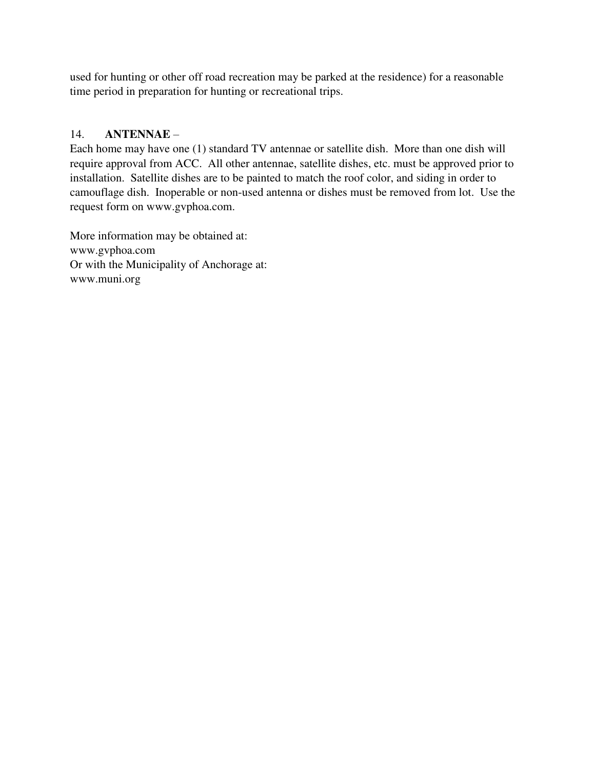used for hunting or other off road recreation may be parked at the residence) for a reasonable time period in preparation for hunting or recreational trips.

14. **ANTENNAE** –

Each home may have one (1) standard TV antennae or satellite dish. More than one dish will require approval from ACC. All other antennae, satellite dishes, etc. must be approved prior to installation. Satellite dishes are to be painted to match the roof color, and siding in order to camouflage dish. Inoperable or non-used antenna or dishes must be removed from lot. Use the request form on www.gvphoa.com.

More information may be obtained at:
www.gvphoa.com
Or with the Municipality of Anchorage at:
www.muni.org